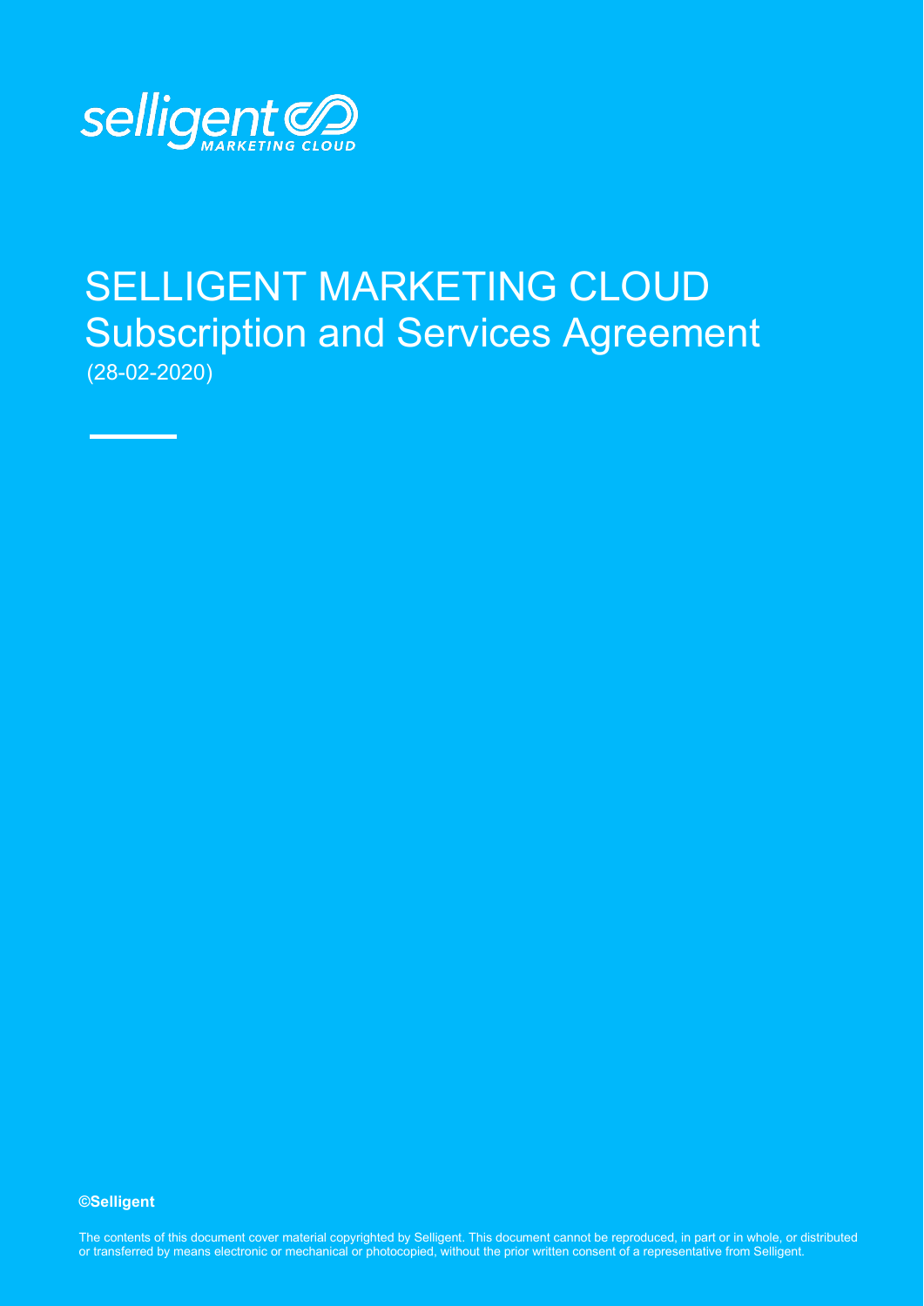selligent MARKETING CLOUD

# SELLIGENT MARKETING CLOUD

## Subscription and Services Agreement

(28-02-2020)

**©Selligent**

The contents of this document cover material copyrighted by Selligent. This document cannot be reproduced, in part or in whole, or distributed or transferred by means electronic or mechanical or photocopied, without the prior written consent of a representative from Selligent.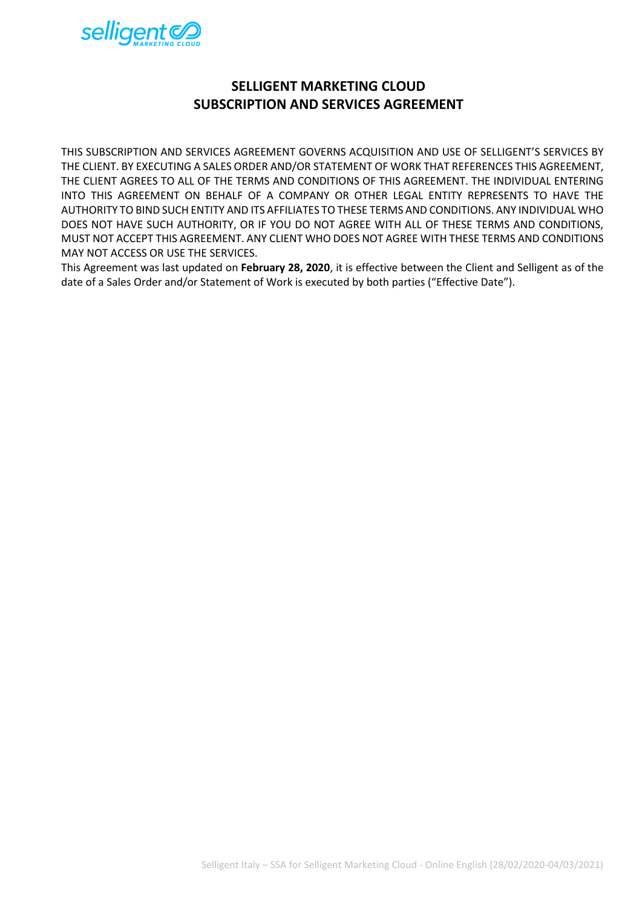# SELLIGENT MARKETING CLOUD
# SUBSCRIPTION AND SERVICES AGREEMENT

THIS SUBSCRIPTION AND SERVICES AGREEMENT GOVERNS ACQUISITION AND USE OF SELLIGENT'S SERVICES BY THE CLIENT. BY EXECUTING A SALES ORDER AND/OR STATEMENT OF WORK THAT REFERENCES THIS AGREEMENT, THE CLIENT AGREES TO ALL OF THE TERMS AND CONDITIONS OF THIS AGREEMENT. THE INDIVIDUAL ENTERING INTO THIS AGREEMENT ON BEHALF OF A COMPANY OR OTHER LEGAL ENTITY REPRESENTS TO HAVE THE AUTHORITY TO BIND SUCH ENTITY AND ITS AFFILIATES TO THESE TERMS AND CONDITIONS. ANY INDIVIDUAL WHO DOES NOT HAVE SUCH AUTHORITY, OR IF YOU DO NOT AGREE WITH ALL OF THESE TERMS AND CONDITIONS, MUST NOT ACCEPT THIS AGREEMENT. ANY CLIENT WHO DOES NOT AGREE WITH THESE TERMS AND CONDITIONS MAY NOT ACCESS OR USE THE SERVICES.

This Agreement was last updated on **February 28, 2020**, it is effective between the Client and Selligent as of the date of a Sales Order and/or Statement of Work is executed by both parties ("Effective Date").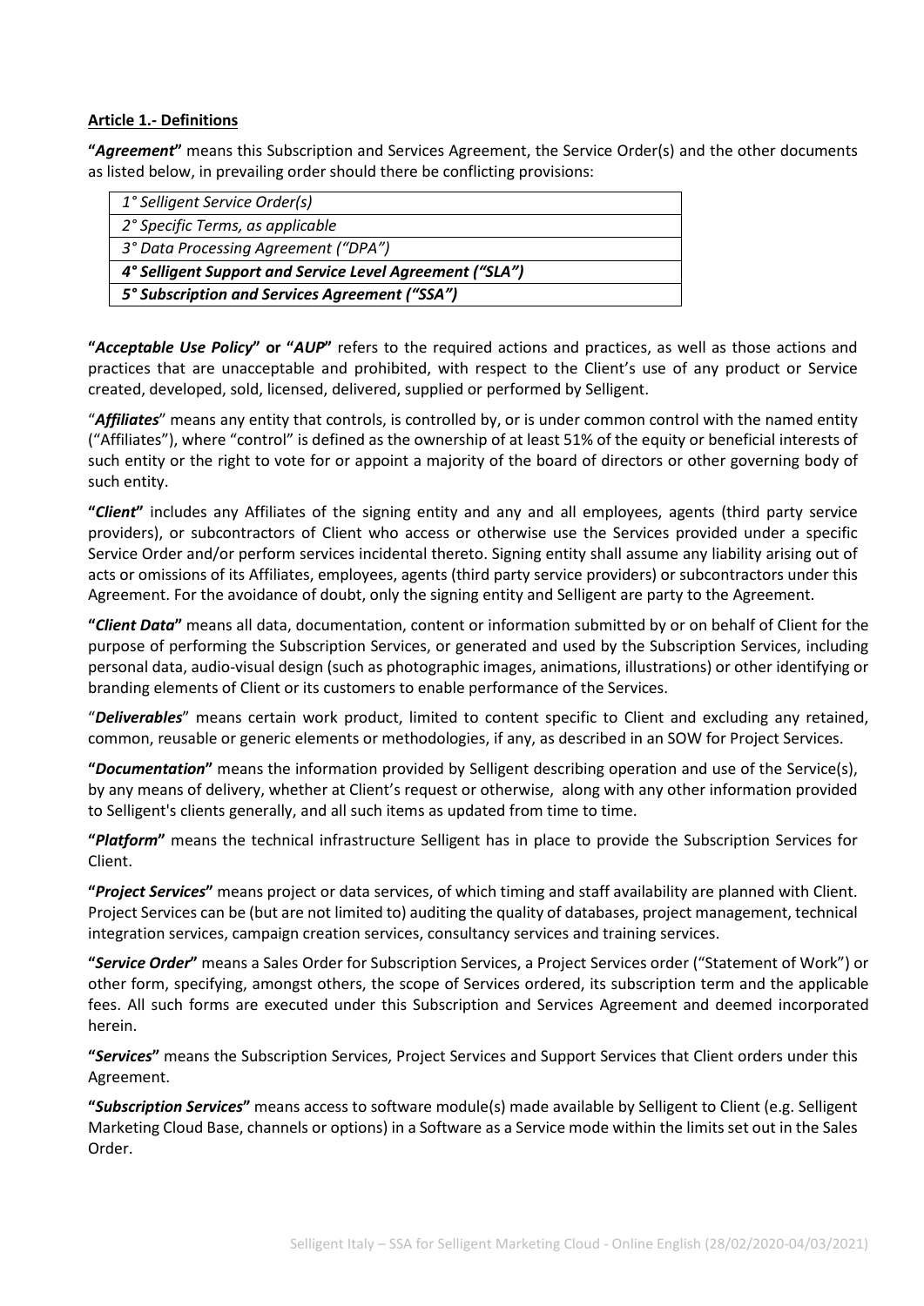**Article 1.- Definitions**

**"*Agreement*"** means this Subscription and Services Agreement, the Service Order(s) and the other documents as listed below, in prevailing order should there be conflicting provisions:

| *1° Selligent Service Order(s)* |
|---|
| *2° Specific Terms, as applicable* |
| *3° Data Processing Agreement ("DPA")* |
| ***4° Selligent Support and Service Level Agreement ("SLA")*** |
| ***5° Subscription and Services Agreement ("SSA")*** |

**"*Acceptable Use Policy*" or "*AUP*"** refers to the required actions and practices, as well as those actions and practices that are unacceptable and prohibited, with respect to the Client's use of any product or Service created, developed, sold, licensed, delivered, supplied or performed by Selligent.

"***Affiliates***" means any entity that controls, is controlled by, or is under common control with the named entity ("Affiliates"), where "control" is defined as the ownership of at least 51% of the equity or beneficial interests of such entity or the right to vote for or appoint a majority of the board of directors or other governing body of such entity.

**"*Client*"** includes any Affiliates of the signing entity and any and all employees, agents (third party service providers), or subcontractors of Client who access or otherwise use the Services provided under a specific Service Order and/or perform services incidental thereto. Signing entity shall assume any liability arising out of acts or omissions of its Affiliates, employees, agents (third party service providers) or subcontractors under this Agreement. For the avoidance of doubt, only the signing entity and Selligent are party to the Agreement.

**"*Client Data*"** means all data, documentation, content or information submitted by or on behalf of Client for the purpose of performing the Subscription Services, or generated and used by the Subscription Services, including personal data, audio-visual design (such as photographic images, animations, illustrations) or other identifying or branding elements of Client or its customers to enable performance of the Services.

"***Deliverables***" means certain work product, limited to content specific to Client and excluding any retained, common, reusable or generic elements or methodologies, if any, as described in an SOW for Project Services.

**"*Documentation*"** means the information provided by Selligent describing operation and use of the Service(s), by any means of delivery, whether at Client's request or otherwise, along with any other information provided to Selligent's clients generally, and all such items as updated from time to time.

**"*Platform*"** means the technical infrastructure Selligent has in place to provide the Subscription Services for Client.

**"*Project Services*"** means project or data services, of which timing and staff availability are planned with Client. Project Services can be (but are not limited to) auditing the quality of databases, project management, technical integration services, campaign creation services, consultancy services and training services.

**"*Service Order*"** means a Sales Order for Subscription Services, a Project Services order ("Statement of Work") or other form, specifying, amongst others, the scope of Services ordered, its subscription term and the applicable fees. All such forms are executed under this Subscription and Services Agreement and deemed incorporated herein.

**"*Services*"** means the Subscription Services, Project Services and Support Services that Client orders under this Agreement.

**"*Subscription Services*"** means access to software module(s) made available by Selligent to Client (e.g. Selligent Marketing Cloud Base, channels or options) in a Software as a Service mode within the limits set out in the Sales Order.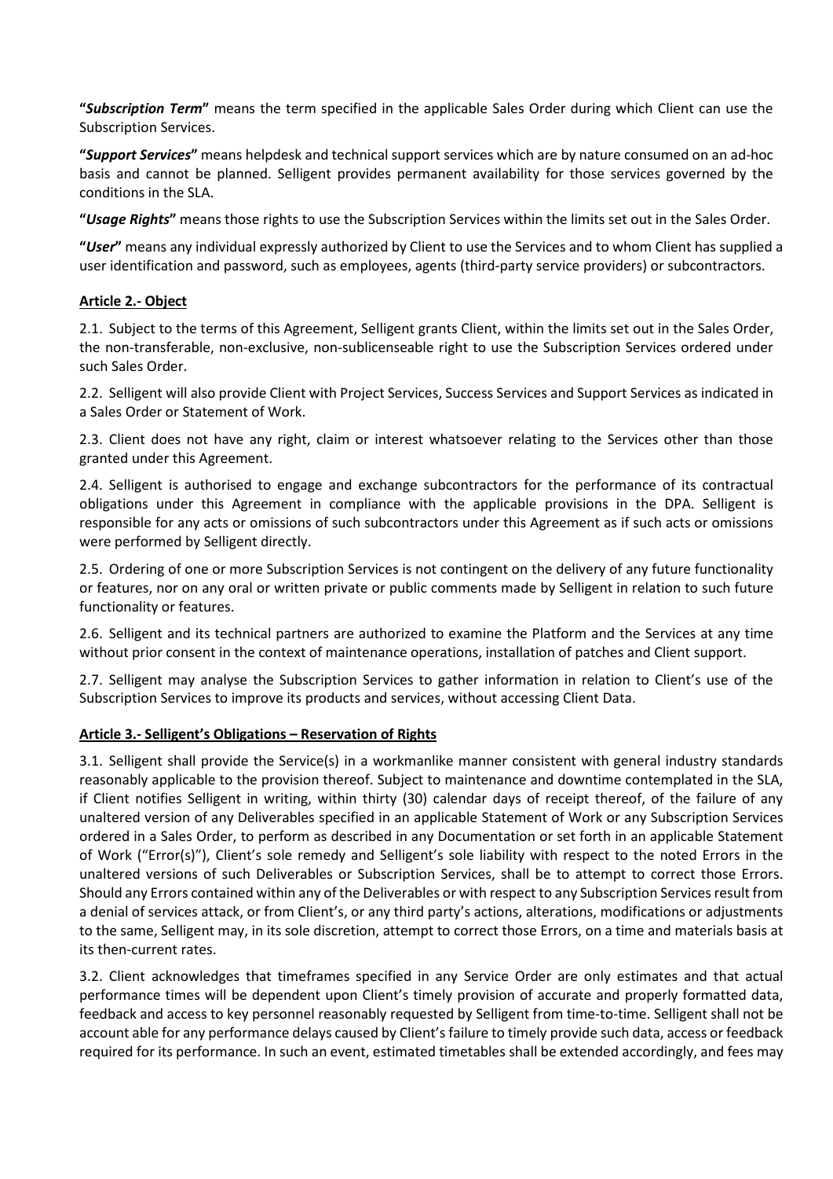**"*Subscription Term*"** means the term specified in the applicable Sales Order during which Client can use the Subscription Services.

**"*Support Services*"** means helpdesk and technical support services which are by nature consumed on an ad-hoc basis and cannot be planned. Selligent provides permanent availability for those services governed by the conditions in the SLA.

**"*Usage Rights*"** means those rights to use the Subscription Services within the limits set out in the Sales Order.

**"*User*"** means any individual expressly authorized by Client to use the Services and to whom Client has supplied a user identification and password, such as employees, agents (third-party service providers) or subcontractors.

## Article 2.- Object

2.1. Subject to the terms of this Agreement, Selligent grants Client, within the limits set out in the Sales Order, the non-transferable, non-exclusive, non-sublicenseable right to use the Subscription Services ordered under such Sales Order.

2.2. Selligent will also provide Client with Project Services, Success Services and Support Services as indicated in a Sales Order or Statement of Work.

2.3. Client does not have any right, claim or interest whatsoever relating to the Services other than those granted under this Agreement.

2.4. Selligent is authorised to engage and exchange subcontractors for the performance of its contractual obligations under this Agreement in compliance with the applicable provisions in the DPA. Selligent is responsible for any acts or omissions of such subcontractors under this Agreement as if such acts or omissions were performed by Selligent directly.

2.5. Ordering of one or more Subscription Services is not contingent on the delivery of any future functionality or features, nor on any oral or written private or public comments made by Selligent in relation to such future functionality or features.

2.6. Selligent and its technical partners are authorized to examine the Platform and the Services at any time without prior consent in the context of maintenance operations, installation of patches and Client support.

2.7. Selligent may analyse the Subscription Services to gather information in relation to Client's use of the Subscription Services to improve its products and services, without accessing Client Data.

## Article 3.- Selligent's Obligations – Reservation of Rights

3.1. Selligent shall provide the Service(s) in a workmanlike manner consistent with general industry standards reasonably applicable to the provision thereof. Subject to maintenance and downtime contemplated in the SLA, if Client notifies Selligent in writing, within thirty (30) calendar days of receipt thereof, of the failure of any unaltered version of any Deliverables specified in an applicable Statement of Work or any Subscription Services ordered in a Sales Order, to perform as described in any Documentation or set forth in an applicable Statement of Work ("Error(s)"), Client's sole remedy and Selligent's sole liability with respect to the noted Errors in the unaltered versions of such Deliverables or Subscription Services, shall be to attempt to correct those Errors. Should any Errors contained within any of the Deliverables or with respect to any Subscription Services result from a denial of services attack, or from Client's, or any third party's actions, alterations, modifications or adjustments to the same, Selligent may, in its sole discretion, attempt to correct those Errors, on a time and materials basis at its then-current rates.

3.2. Client acknowledges that timeframes specified in any Service Order are only estimates and that actual performance times will be dependent upon Client's timely provision of accurate and properly formatted data, feedback and access to key personnel reasonably requested by Selligent from time-to-time. Selligent shall not be account able for any performance delays caused by Client's failure to timely provide such data, access or feedback required for its performance. In such an event, estimated timetables shall be extended accordingly, and fees may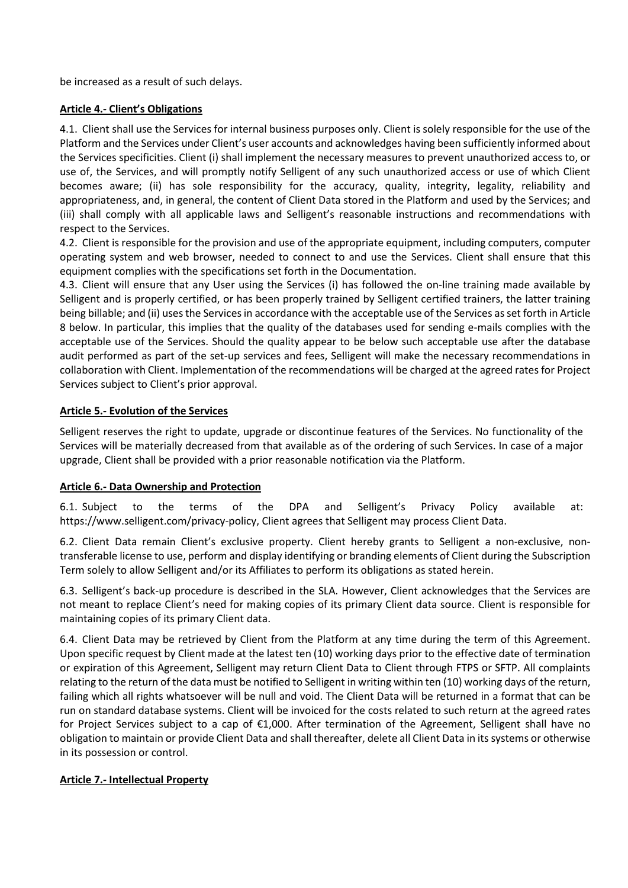be increased as a result of such delays.

**Article 4.- Client's Obligations**

4.1. Client shall use the Services for internal business purposes only. Client is solely responsible for the use of the Platform and the Services under Client's user accounts and acknowledges having been sufficiently informed about the Services specificities. Client (i) shall implement the necessary measures to prevent unauthorized access to, or use of, the Services, and will promptly notify Selligent of any such unauthorized access or use of which Client becomes aware; (ii) has sole responsibility for the accuracy, quality, integrity, legality, reliability and appropriateness, and, in general, the content of Client Data stored in the Platform and used by the Services; and (iii) shall comply with all applicable laws and Selligent's reasonable instructions and recommendations with respect to the Services.

4.2. Client is responsible for the provision and use of the appropriate equipment, including computers, computer operating system and web browser, needed to connect to and use the Services. Client shall ensure that this equipment complies with the specifications set forth in the Documentation.

4.3. Client will ensure that any User using the Services (i) has followed the on-line training made available by Selligent and is properly certified, or has been properly trained by Selligent certified trainers, the latter training being billable; and (ii) uses the Services in accordance with the acceptable use of the Services as set forth in Article 8 below. In particular, this implies that the quality of the databases used for sending e-mails complies with the acceptable use of the Services. Should the quality appear to be below such acceptable use after the database audit performed as part of the set-up services and fees, Selligent will make the necessary recommendations in collaboration with Client. Implementation of the recommendations will be charged at the agreed rates for Project Services subject to Client's prior approval.

**Article 5.- Evolution of the Services**

Selligent reserves the right to update, upgrade or discontinue features of the Services. No functionality of the Services will be materially decreased from that available as of the ordering of such Services. In case of a major upgrade, Client shall be provided with a prior reasonable notification via the Platform.

**Article 6.- Data Ownership and Protection**

6.1. Subject to the terms of the DPA and Selligent's Privacy Policy available at: https://www.selligent.com/privacy-policy, Client agrees that Selligent may process Client Data.

6.2. Client Data remain Client's exclusive property. Client hereby grants to Selligent a non-exclusive, non-transferable license to use, perform and display identifying or branding elements of Client during the Subscription Term solely to allow Selligent and/or its Affiliates to perform its obligations as stated herein.

6.3. Selligent's back-up procedure is described in the SLA. However, Client acknowledges that the Services are not meant to replace Client's need for making copies of its primary Client data source. Client is responsible for maintaining copies of its primary Client data.

6.4. Client Data may be retrieved by Client from the Platform at any time during the term of this Agreement. Upon specific request by Client made at the latest ten (10) working days prior to the effective date of termination or expiration of this Agreement, Selligent may return Client Data to Client through FTPS or SFTP. All complaints relating to the return of the data must be notified to Selligent in writing within ten (10) working days of the return, failing which all rights whatsoever will be null and void. The Client Data will be returned in a format that can be run on standard database systems. Client will be invoiced for the costs related to such return at the agreed rates for Project Services subject to a cap of €1,000. After termination of the Agreement, Selligent shall have no obligation to maintain or provide Client Data and shall thereafter, delete all Client Data in its systems or otherwise in its possession or control.

**Article 7.- Intellectual Property**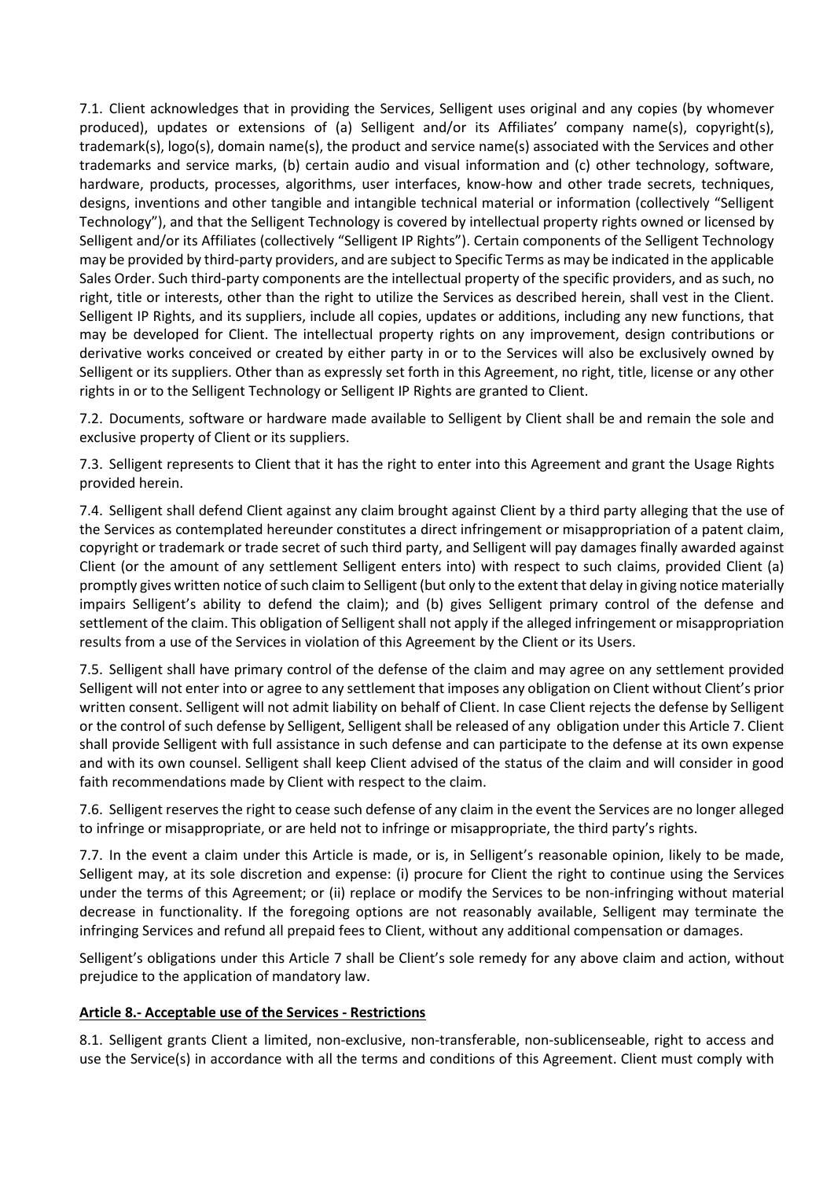7.1. Client acknowledges that in providing the Services, Selligent uses original and any copies (by whomever produced), updates or extensions of (a) Selligent and/or its Affiliates' company name(s), copyright(s), trademark(s), logo(s), domain name(s), the product and service name(s) associated with the Services and other trademarks and service marks, (b) certain audio and visual information and (c) other technology, software, hardware, products, processes, algorithms, user interfaces, know-how and other trade secrets, techniques, designs, inventions and other tangible and intangible technical material or information (collectively "Selligent Technology"), and that the Selligent Technology is covered by intellectual property rights owned or licensed by Selligent and/or its Affiliates (collectively "Selligent IP Rights"). Certain components of the Selligent Technology may be provided by third-party providers, and are subject to Specific Terms as may be indicated in the applicable Sales Order. Such third-party components are the intellectual property of the specific providers, and as such, no right, title or interests, other than the right to utilize the Services as described herein, shall vest in the Client. Selligent IP Rights, and its suppliers, include all copies, updates or additions, including any new functions, that may be developed for Client. The intellectual property rights on any improvement, design contributions or derivative works conceived or created by either party in or to the Services will also be exclusively owned by Selligent or its suppliers. Other than as expressly set forth in this Agreement, no right, title, license or any other rights in or to the Selligent Technology or Selligent IP Rights are granted to Client.

7.2. Documents, software or hardware made available to Selligent by Client shall be and remain the sole and exclusive property of Client or its suppliers.

7.3. Selligent represents to Client that it has the right to enter into this Agreement and grant the Usage Rights provided herein.

7.4. Selligent shall defend Client against any claim brought against Client by a third party alleging that the use of the Services as contemplated hereunder constitutes a direct infringement or misappropriation of a patent claim, copyright or trademark or trade secret of such third party, and Selligent will pay damages finally awarded against Client (or the amount of any settlement Selligent enters into) with respect to such claims, provided Client (a) promptly gives written notice of such claim to Selligent (but only to the extent that delay in giving notice materially impairs Selligent's ability to defend the claim); and (b) gives Selligent primary control of the defense and settlement of the claim. This obligation of Selligent shall not apply if the alleged infringement or misappropriation results from a use of the Services in violation of this Agreement by the Client or its Users.

7.5. Selligent shall have primary control of the defense of the claim and may agree on any settlement provided Selligent will not enter into or agree to any settlement that imposes any obligation on Client without Client's prior written consent. Selligent will not admit liability on behalf of Client. In case Client rejects the defense by Selligent or the control of such defense by Selligent, Selligent shall be released of any obligation under this Article 7. Client shall provide Selligent with full assistance in such defense and can participate to the defense at its own expense and with its own counsel. Selligent shall keep Client advised of the status of the claim and will consider in good faith recommendations made by Client with respect to the claim.

7.6. Selligent reserves the right to cease such defense of any claim in the event the Services are no longer alleged to infringe or misappropriate, or are held not to infringe or misappropriate, the third party's rights.

7.7. In the event a claim under this Article is made, or is, in Selligent's reasonable opinion, likely to be made, Selligent may, at its sole discretion and expense: (i) procure for Client the right to continue using the Services under the terms of this Agreement; or (ii) replace or modify the Services to be non-infringing without material decrease in functionality. If the foregoing options are not reasonably available, Selligent may terminate the infringing Services and refund all prepaid fees to Client, without any additional compensation or damages.

Selligent's obligations under this Article 7 shall be Client's sole remedy for any above claim and action, without prejudice to the application of mandatory law.

## Article 8.- Acceptable use of the Services - Restrictions

8.1. Selligent grants Client a limited, non-exclusive, non-transferable, non-sublicenseable, right to access and use the Service(s) in accordance with all the terms and conditions of this Agreement. Client must comply with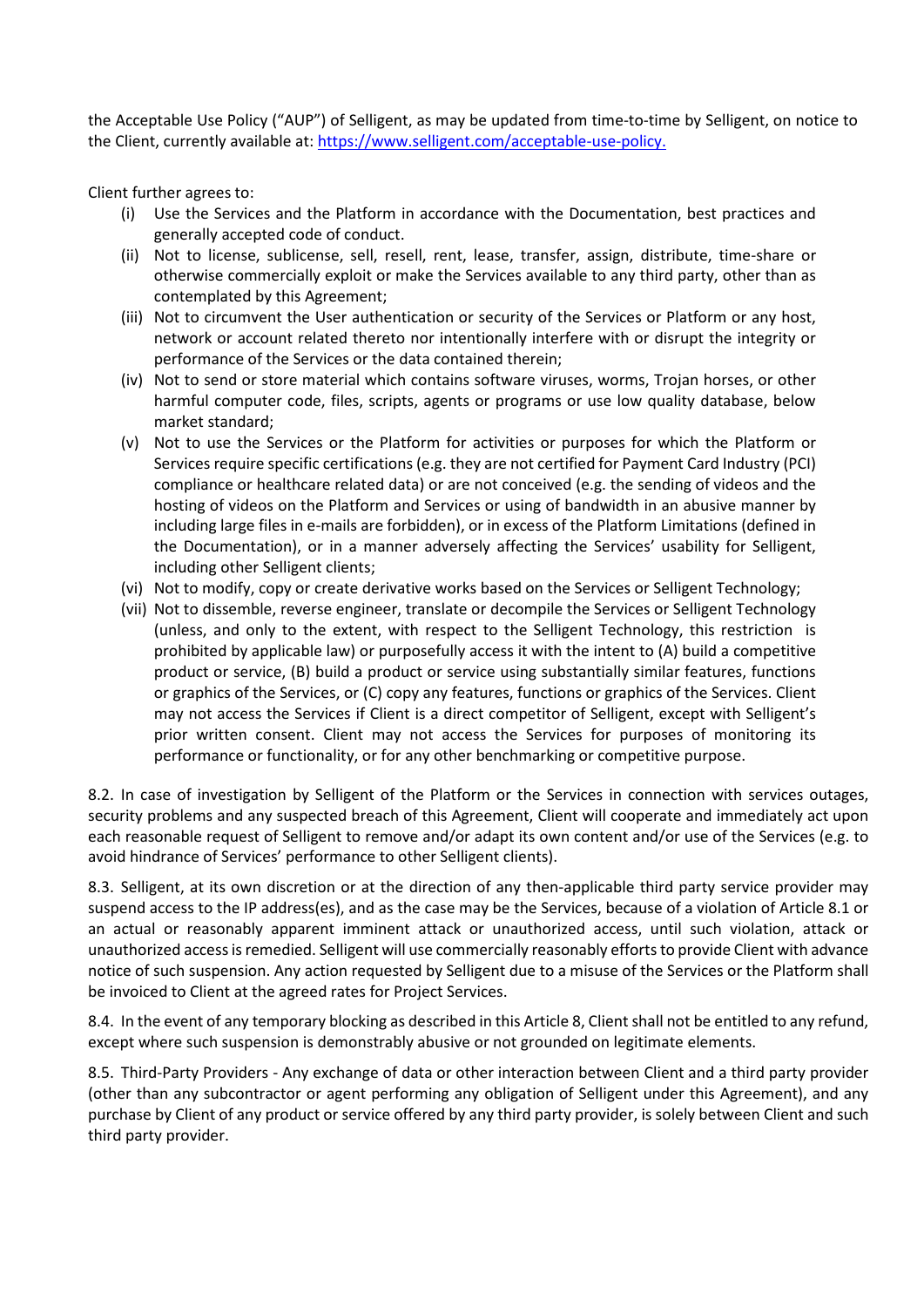the Acceptable Use Policy ("AUP") of Selligent, as may be updated from time-to-time by Selligent, on notice to the Client, currently available at: https://www.selligent.com/acceptable-use-policy.

Client further agrees to:

- (i) Use the Services and the Platform in accordance with the Documentation, best practices and generally accepted code of conduct.
- (ii) Not to license, sublicense, sell, resell, rent, lease, transfer, assign, distribute, time-share or otherwise commercially exploit or make the Services available to any third party, other than as contemplated by this Agreement;
- (iii) Not to circumvent the User authentication or security of the Services or Platform or any host, network or account related thereto nor intentionally interfere with or disrupt the integrity or performance of the Services or the data contained therein;
- (iv) Not to send or store material which contains software viruses, worms, Trojan horses, or other harmful computer code, files, scripts, agents or programs or use low quality database, below market standard;
- (v) Not to use the Services or the Platform for activities or purposes for which the Platform or Services require specific certifications (e.g. they are not certified for Payment Card Industry (PCI) compliance or healthcare related data) or are not conceived (e.g. the sending of videos and the hosting of videos on the Platform and Services or using of bandwidth in an abusive manner by including large files in e-mails are forbidden), or in excess of the Platform Limitations (defined in the Documentation), or in a manner adversely affecting the Services' usability for Selligent, including other Selligent clients;
- (vi) Not to modify, copy or create derivative works based on the Services or Selligent Technology;
- (vii) Not to dissemble, reverse engineer, translate or decompile the Services or Selligent Technology (unless, and only to the extent, with respect to the Selligent Technology, this restriction is prohibited by applicable law) or purposefully access it with the intent to (A) build a competitive product or service, (B) build a product or service using substantially similar features, functions or graphics of the Services, or (C) copy any features, functions or graphics of the Services. Client may not access the Services if Client is a direct competitor of Selligent, except with Selligent's prior written consent. Client may not access the Services for purposes of monitoring its performance or functionality, or for any other benchmarking or competitive purpose.

8.2. In case of investigation by Selligent of the Platform or the Services in connection with services outages, security problems and any suspected breach of this Agreement, Client will cooperate and immediately act upon each reasonable request of Selligent to remove and/or adapt its own content and/or use of the Services (e.g. to avoid hindrance of Services' performance to other Selligent clients).

8.3. Selligent, at its own discretion or at the direction of any then-applicable third party service provider may suspend access to the IP address(es), and as the case may be the Services, because of a violation of Article 8.1 or an actual or reasonably apparent imminent attack or unauthorized access, until such violation, attack or unauthorized access is remedied. Selligent will use commercially reasonably efforts to provide Client with advance notice of such suspension. Any action requested by Selligent due to a misuse of the Services or the Platform shall be invoiced to Client at the agreed rates for Project Services.

8.4. In the event of any temporary blocking as described in this Article 8, Client shall not be entitled to any refund, except where such suspension is demonstrably abusive or not grounded on legitimate elements.

8.5. Third-Party Providers - Any exchange of data or other interaction between Client and a third party provider (other than any subcontractor or agent performing any obligation of Selligent under this Agreement), and any purchase by Client of any product or service offered by any third party provider, is solely between Client and such third party provider.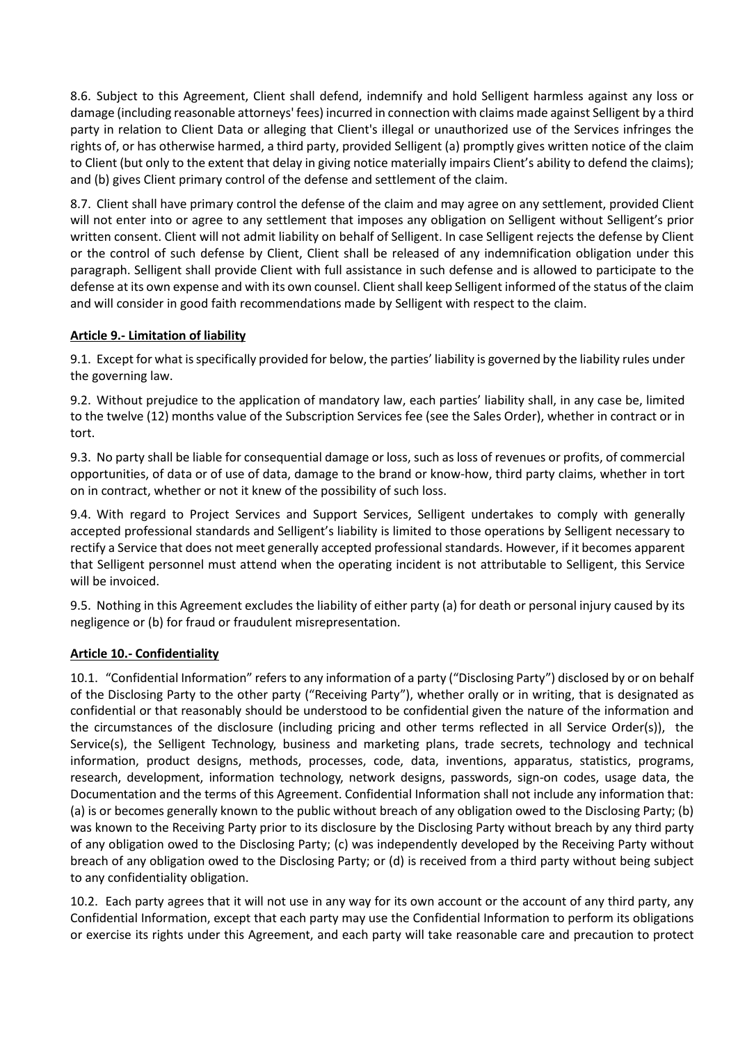8.6. Subject to this Agreement, Client shall defend, indemnify and hold Selligent harmless against any loss or damage (including reasonable attorneys' fees) incurred in connection with claims made against Selligent by a third party in relation to Client Data or alleging that Client's illegal or unauthorized use of the Services infringes the rights of, or has otherwise harmed, a third party, provided Selligent (a) promptly gives written notice of the claim to Client (but only to the extent that delay in giving notice materially impairs Client's ability to defend the claims); and (b) gives Client primary control of the defense and settlement of the claim.

8.7. Client shall have primary control the defense of the claim and may agree on any settlement, provided Client will not enter into or agree to any settlement that imposes any obligation on Selligent without Selligent's prior written consent. Client will not admit liability on behalf of Selligent. In case Selligent rejects the defense by Client or the control of such defense by Client, Client shall be released of any indemnification obligation under this paragraph. Selligent shall provide Client with full assistance in such defense and is allowed to participate to the defense at its own expense and with its own counsel. Client shall keep Selligent informed of the status of the claim and will consider in good faith recommendations made by Selligent with respect to the claim.

**Article 9.- Limitation of liability**

9.1. Except for what is specifically provided for below, the parties' liability is governed by the liability rules under the governing law.

9.2. Without prejudice to the application of mandatory law, each parties' liability shall, in any case be, limited to the twelve (12) months value of the Subscription Services fee (see the Sales Order), whether in contract or in tort.

9.3. No party shall be liable for consequential damage or loss, such as loss of revenues or profits, of commercial opportunities, of data or of use of data, damage to the brand or know-how, third party claims, whether in tort on in contract, whether or not it knew of the possibility of such loss.

9.4. With regard to Project Services and Support Services, Selligent undertakes to comply with generally accepted professional standards and Selligent's liability is limited to those operations by Selligent necessary to rectify a Service that does not meet generally accepted professional standards. However, if it becomes apparent that Selligent personnel must attend when the operating incident is not attributable to Selligent, this Service will be invoiced.

9.5. Nothing in this Agreement excludes the liability of either party (a) for death or personal injury caused by its negligence or (b) for fraud or fraudulent misrepresentation.

**Article 10.- Confidentiality**

10.1. "Confidential Information" refers to any information of a party ("Disclosing Party") disclosed by or on behalf of the Disclosing Party to the other party ("Receiving Party"), whether orally or in writing, that is designated as confidential or that reasonably should be understood to be confidential given the nature of the information and the circumstances of the disclosure (including pricing and other terms reflected in all Service Order(s)), the Service(s), the Selligent Technology, business and marketing plans, trade secrets, technology and technical information, product designs, methods, processes, code, data, inventions, apparatus, statistics, programs, research, development, information technology, network designs, passwords, sign-on codes, usage data, the Documentation and the terms of this Agreement. Confidential Information shall not include any information that: (a) is or becomes generally known to the public without breach of any obligation owed to the Disclosing Party; (b) was known to the Receiving Party prior to its disclosure by the Disclosing Party without breach by any third party of any obligation owed to the Disclosing Party; (c) was independently developed by the Receiving Party without breach of any obligation owed to the Disclosing Party; or (d) is received from a third party without being subject to any confidentiality obligation.

10.2. Each party agrees that it will not use in any way for its own account or the account of any third party, any Confidential Information, except that each party may use the Confidential Information to perform its obligations or exercise its rights under this Agreement, and each party will take reasonable care and precaution to protect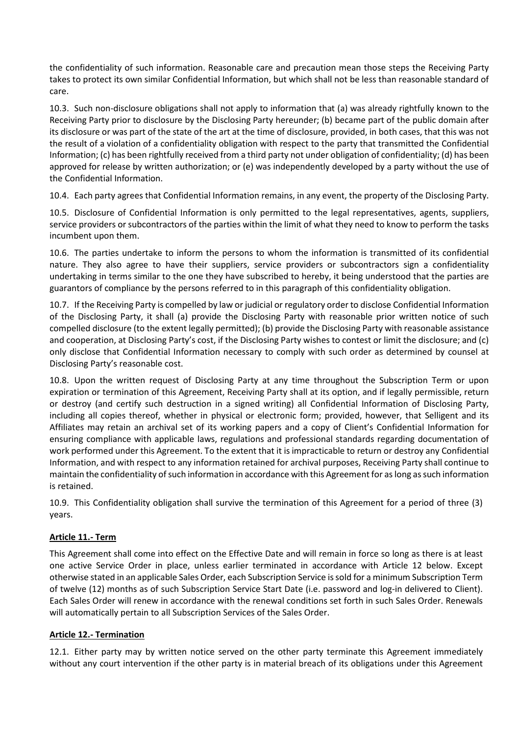the confidentiality of such information. Reasonable care and precaution mean those steps the Receiving Party takes to protect its own similar Confidential Information, but which shall not be less than reasonable standard of care.

10.3. Such non-disclosure obligations shall not apply to information that (a) was already rightfully known to the Receiving Party prior to disclosure by the Disclosing Party hereunder; (b) became part of the public domain after its disclosure or was part of the state of the art at the time of disclosure, provided, in both cases, that this was not the result of a violation of a confidentiality obligation with respect to the party that transmitted the Confidential Information; (c) has been rightfully received from a third party not under obligation of confidentiality; (d) has been approved for release by written authorization; or (e) was independently developed by a party without the use of the Confidential Information.

10.4. Each party agrees that Confidential Information remains, in any event, the property of the Disclosing Party.

10.5. Disclosure of Confidential Information is only permitted to the legal representatives, agents, suppliers, service providers or subcontractors of the parties within the limit of what they need to know to perform the tasks incumbent upon them.

10.6. The parties undertake to inform the persons to whom the information is transmitted of its confidential nature. They also agree to have their suppliers, service providers or subcontractors sign a confidentiality undertaking in terms similar to the one they have subscribed to hereby, it being understood that the parties are guarantors of compliance by the persons referred to in this paragraph of this confidentiality obligation.

10.7. If the Receiving Party is compelled by law or judicial or regulatory order to disclose Confidential Information of the Disclosing Party, it shall (a) provide the Disclosing Party with reasonable prior written notice of such compelled disclosure (to the extent legally permitted); (b) provide the Disclosing Party with reasonable assistance and cooperation, at Disclosing Party's cost, if the Disclosing Party wishes to contest or limit the disclosure; and (c) only disclose that Confidential Information necessary to comply with such order as determined by counsel at Disclosing Party's reasonable cost.

10.8. Upon the written request of Disclosing Party at any time throughout the Subscription Term or upon expiration or termination of this Agreement, Receiving Party shall at its option, and if legally permissible, return or destroy (and certify such destruction in a signed writing) all Confidential Information of Disclosing Party, including all copies thereof, whether in physical or electronic form; provided, however, that Selligent and its Affiliates may retain an archival set of its working papers and a copy of Client's Confidential Information for ensuring compliance with applicable laws, regulations and professional standards regarding documentation of work performed under this Agreement. To the extent that it is impracticable to return or destroy any Confidential Information, and with respect to any information retained for archival purposes, Receiving Party shall continue to maintain the confidentiality of such information in accordance with this Agreement for as long as such information is retained.

10.9. This Confidentiality obligation shall survive the termination of this Agreement for a period of three (3) years.

## Article 11.- Term

This Agreement shall come into effect on the Effective Date and will remain in force so long as there is at least one active Service Order in place, unless earlier terminated in accordance with Article 12 below. Except otherwise stated in an applicable Sales Order, each Subscription Service is sold for a minimum Subscription Term of twelve (12) months as of such Subscription Service Start Date (i.e. password and log-in delivered to Client). Each Sales Order will renew in accordance with the renewal conditions set forth in such Sales Order. Renewals will automatically pertain to all Subscription Services of the Sales Order.

## Article 12.- Termination

12.1. Either party may by written notice served on the other party terminate this Agreement immediately without any court intervention if the other party is in material breach of its obligations under this Agreement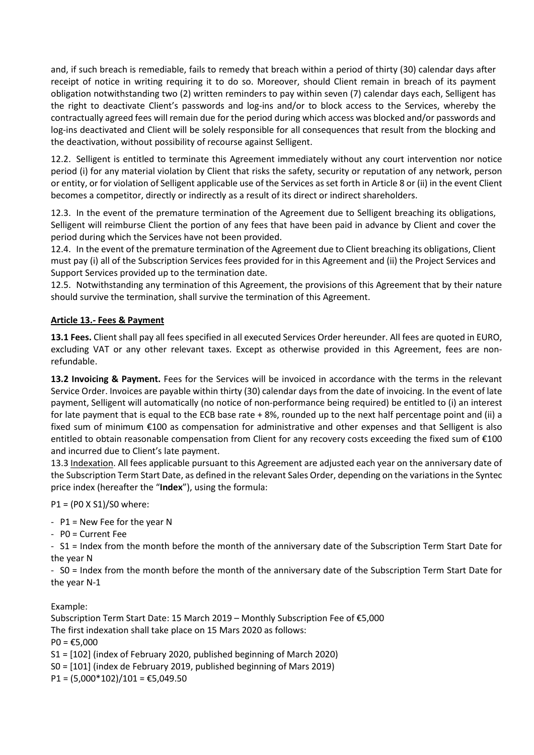and, if such breach is remediable, fails to remedy that breach within a period of thirty (30) calendar days after receipt of notice in writing requiring it to do so. Moreover, should Client remain in breach of its payment obligation notwithstanding two (2) written reminders to pay within seven (7) calendar days each, Selligent has the right to deactivate Client's passwords and log-ins and/or to block access to the Services, whereby the contractually agreed fees will remain due for the period during which access was blocked and/or passwords and log-ins deactivated and Client will be solely responsible for all consequences that result from the blocking and the deactivation, without possibility of recourse against Selligent.

12.2. Selligent is entitled to terminate this Agreement immediately without any court intervention nor notice period (i) for any material violation by Client that risks the safety, security or reputation of any network, person or entity, or for violation of Selligent applicable use of the Services as set forth in Article 8 or (ii) in the event Client becomes a competitor, directly or indirectly as a result of its direct or indirect shareholders.

12.3. In the event of the premature termination of the Agreement due to Selligent breaching its obligations, Selligent will reimburse Client the portion of any fees that have been paid in advance by Client and cover the period during which the Services have not been provided.

12.4. In the event of the premature termination of the Agreement due to Client breaching its obligations, Client must pay (i) all of the Subscription Services fees provided for in this Agreement and (ii) the Project Services and Support Services provided up to the termination date.

12.5. Notwithstanding any termination of this Agreement, the provisions of this Agreement that by their nature should survive the termination, shall survive the termination of this Agreement.

## Article 13.- Fees & Payment

**13.1 Fees.** Client shall pay all fees specified in all executed Services Order hereunder. All fees are quoted in EURO, excluding VAT or any other relevant taxes. Except as otherwise provided in this Agreement, fees are non-refundable.

**13.2 Invoicing & Payment.** Fees for the Services will be invoiced in accordance with the terms in the relevant Service Order. Invoices are payable within thirty (30) calendar days from the date of invoicing. In the event of late payment, Selligent will automatically (no notice of non-performance being required) be entitled to (i) an interest for late payment that is equal to the ECB base rate + 8%, rounded up to the next half percentage point and (ii) a fixed sum of minimum €100 as compensation for administrative and other expenses and that Selligent is also entitled to obtain reasonable compensation from Client for any recovery costs exceeding the fixed sum of €100 and incurred due to Client's late payment.

13.3 Indexation. All fees applicable pursuant to this Agreement are adjusted each year on the anniversary date of the Subscription Term Start Date, as defined in the relevant Sales Order, depending on the variations in the Syntec price index (hereafter the "**Index**"), using the formula:

$P1 = (P0 \times S1)/S0$ where:

- $P1$ = New Fee for the year N
- $P0$ = Current Fee
- $S1$ = Index from the month before the month of the anniversary date of the Subscription Term Start Date for the year N
- $S0$ = Index from the month before the month of the anniversary date of the Subscription Term Start Date for the year N-1

Example:
Subscription Term Start Date: 15 March 2019 – Monthly Subscription Fee of €5,000
The first indexation shall take place on 15 Mars 2020 as follows:
$P0$ = €5,000
$S1$ = [102] (index of February 2020, published beginning of March 2020)
$S0$ = [101] (index de February 2019, published beginning of Mars 2019)
$P1 = (5{,}000 \times 102)/101$ = €5,049.50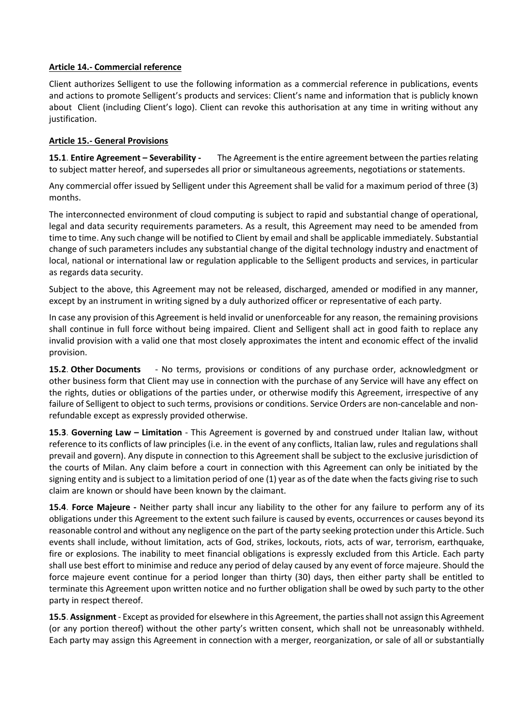**Article 14.- Commercial reference**

Client authorizes Selligent to use the following information as a commercial reference in publications, events and actions to promote Selligent's products and services: Client's name and information that is publicly known about Client (including Client's logo). Client can revoke this authorisation at any time in writing without any justification.

**Article 15.- General Provisions**

**15.1**. **Entire Agreement – Severability -** The Agreement is the entire agreement between the parties relating to subject matter hereof, and supersedes all prior or simultaneous agreements, negotiations or statements.

Any commercial offer issued by Selligent under this Agreement shall be valid for a maximum period of three (3) months.

The interconnected environment of cloud computing is subject to rapid and substantial change of operational, legal and data security requirements parameters. As a result, this Agreement may need to be amended from time to time. Any such change will be notified to Client by email and shall be applicable immediately. Substantial change of such parameters includes any substantial change of the digital technology industry and enactment of local, national or international law or regulation applicable to the Selligent products and services, in particular as regards data security.

Subject to the above, this Agreement may not be released, discharged, amended or modified in any manner, except by an instrument in writing signed by a duly authorized officer or representative of each party.

In case any provision of this Agreement is held invalid or unenforceable for any reason, the remaining provisions shall continue in full force without being impaired. Client and Selligent shall act in good faith to replace any invalid provision with a valid one that most closely approximates the intent and economic effect of the invalid provision.

**15.2**. **Other Documents** - No terms, provisions or conditions of any purchase order, acknowledgment or other business form that Client may use in connection with the purchase of any Service will have any effect on the rights, duties or obligations of the parties under, or otherwise modify this Agreement, irrespective of any failure of Selligent to object to such terms, provisions or conditions. Service Orders are non-cancelable and non-refundable except as expressly provided otherwise.

**15.3**. **Governing Law – Limitation** - This Agreement is governed by and construed under Italian law, without reference to its conflicts of law principles (i.e. in the event of any conflicts, Italian law, rules and regulations shall prevail and govern). Any dispute in connection to this Agreement shall be subject to the exclusive jurisdiction of the courts of Milan. Any claim before a court in connection with this Agreement can only be initiated by the signing entity and is subject to a limitation period of one (1) year as of the date when the facts giving rise to such claim are known or should have been known by the claimant.

**15.4**. **Force Majeure -** Neither party shall incur any liability to the other for any failure to perform any of its obligations under this Agreement to the extent such failure is caused by events, occurrences or causes beyond its reasonable control and without any negligence on the part of the party seeking protection under this Article. Such events shall include, without limitation, acts of God, strikes, lockouts, riots, acts of war, terrorism, earthquake, fire or explosions. The inability to meet financial obligations is expressly excluded from this Article. Each party shall use best effort to minimise and reduce any period of delay caused by any event of force majeure. Should the force majeure event continue for a period longer than thirty (30) days, then either party shall be entitled to terminate this Agreement upon written notice and no further obligation shall be owed by such party to the other party in respect thereof.

**15.5**. **Assignment** - Except as provided for elsewhere in this Agreement, the parties shall not assign this Agreement (or any portion thereof) without the other party's written consent, which shall not be unreasonably withheld. Each party may assign this Agreement in connection with a merger, reorganization, or sale of all or substantially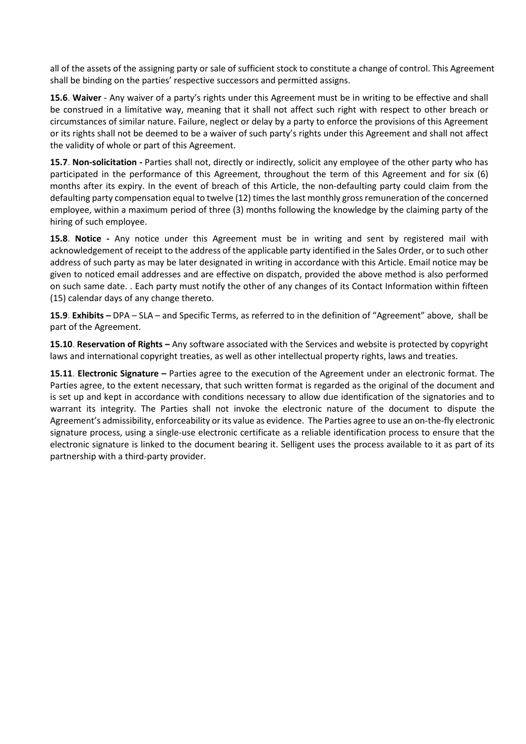all of the assets of the assigning party or sale of sufficient stock to constitute a change of control. This Agreement shall be binding on the parties' respective successors and permitted assigns.

**15.6**. **Waiver** - Any waiver of a party's rights under this Agreement must be in writing to be effective and shall be construed in a limitative way, meaning that it shall not affect such right with respect to other breach or circumstances of similar nature. Failure, neglect or delay by a party to enforce the provisions of this Agreement or its rights shall not be deemed to be a waiver of such party's rights under this Agreement and shall not affect the validity of whole or part of this Agreement.

**15.7**. **Non-solicitation -** Parties shall not, directly or indirectly, solicit any employee of the other party who has participated in the performance of this Agreement, throughout the term of this Agreement and for six (6) months after its expiry. In the event of breach of this Article, the non-defaulting party could claim from the defaulting party compensation equal to twelve (12) times the last monthly gross remuneration of the concerned employee, within a maximum period of three (3) months following the knowledge by the claiming party of the hiring of such employee.

**15.8**. **Notice -** Any notice under this Agreement must be in writing and sent by registered mail with acknowledgement of receipt to the address of the applicable party identified in the Sales Order, or to such other address of such party as may be later designated in writing in accordance with this Article. Email notice may be given to noticed email addresses and are effective on dispatch, provided the above method is also performed on such same date. . Each party must notify the other of any changes of its Contact Information within fifteen (15) calendar days of any change thereto.

**15.9**. **Exhibits –** DPA – SLA – and Specific Terms, as referred to in the definition of "Agreement" above, shall be part of the Agreement.

**15.10**. **Reservation of Rights –** Any software associated with the Services and website is protected by copyright laws and international copyright treaties, as well as other intellectual property rights, laws and treaties.

**15.11**. **Electronic Signature –** Parties agree to the execution of the Agreement under an electronic format. The Parties agree, to the extent necessary, that such written format is regarded as the original of the document and is set up and kept in accordance with conditions necessary to allow due identification of the signatories and to warrant its integrity. The Parties shall not invoke the electronic nature of the document to dispute the Agreement's admissibility, enforceability or its value as evidence. The Parties agree to use an on-the-fly electronic signature process, using a single-use electronic certificate as a reliable identification process to ensure that the electronic signature is linked to the document bearing it. Selligent uses the process available to it as part of its partnership with a third-party provider.